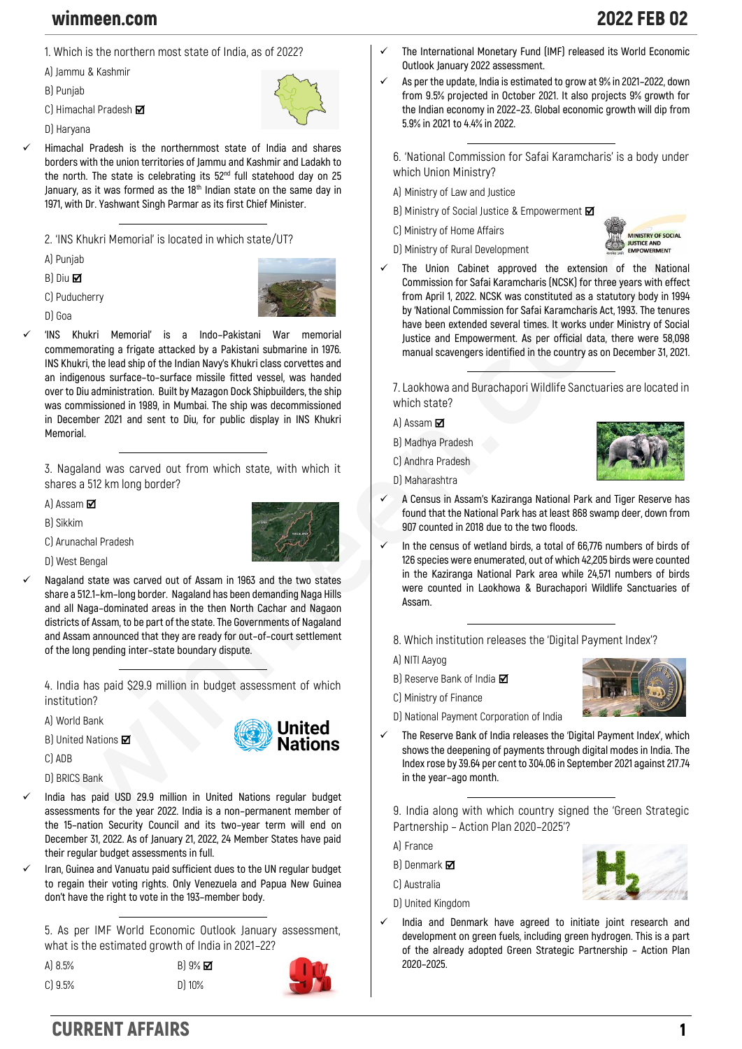1. Which is the northern most state of India, as of 2022?

A) Jammu & Kashmir

B) Punjab

C) Himachal Pradesh ☑

D) Haryana

✓ Himachal Pradesh is the northernmost state of India and shares borders with the union territories of Jammu and Kashmir and Ladakh to the north. The state is celebrating its 52nd full statehood day on 25 January, as it was formed as the 18th Indian state on the same day in 1971, with Dr. Yashwant Singh Parmar as its first Chief Minister.

2. 'INS Khukri Memorial' is located in which state/UT?

A) Punjab

B) Diu ☑

C) Puducherry

D) Goa

✓ 'INS Khukri Memorial' is a Indo-Pakistani War memorial commemorating a frigate attacked by a Pakistani submarine in 1976. INS Khukri, the lead ship of the Indian Navy's Khukri class corvettes and an indigenous surface-to-surface missile fitted vessel, was handed over to Diu administration. Built by Mazagon Dock Shipbuilders, the ship was commissioned in 1989, in Mumbai. The ship was decommissioned in December 2021 and sent to Diu, for public display in INS Khukri Memorial.

3. Nagaland was carved out from which state, with which it shares a 512 km long border?

A) Assam ☑

B) Sikkim

C) Arunachal Pradesh

D) West Bengal

✓ Nagaland state was carved out of Assam in 1963 and the two states share a 512.1-km-long border. Nagaland has been demanding Naga Hills and all Naga-dominated areas in the then North Cachar and Nagaon districts of Assam, to be part of the state. The Governments of Nagaland and Assam announced that they are ready for out-of-court settlement of the long pending inter-state boundary dispute.

4. India has paid $29.9 million in budget assessment of which institution?

A) World Bank

B) United Nations ☑

C) ADB

D) BRICS Bank

✓ India has paid USD 29.9 million in United Nations regular budget assessments for the year 2022. India is a non-permanent member of the 15-nation Security Council and its two-year term will end on December 31, 2022. As of January 21, 2022, 24 Member States have paid their regular budget assessments in full.

✓ Iran, Guinea and Vanuatu paid sufficient dues to the UN regular budget to regain their voting rights. Only Venezuela and Papua New Guinea don't have the right to vote in the 193-member body.

5. As per IMF World Economic Outlook January assessment, what is the estimated growth of India in 2021-22?

A) 8.5%

B) 9% ☑

C) 9.5%

D) 10%

✓ The International Monetary Fund (IMF) released its World Economic Outlook January 2022 assessment.

✓ As per the update, India is estimated to grow at 9% in 2021-2022, down from 9.5% projected in October 2021. It also projects 9% growth for the Indian economy in 2022-23. Global economic growth will dip from 5.9% in 2021 to 4.4% in 2022.

6. 'National Commission for Safai Karamcharis' is a body under which Union Ministry?

A) Ministry of Law and Justice

B) Ministry of Social Justice & Empowerment ☑

C) Ministry of Home Affairs

D) Ministry of Rural Development

✓ The Union Cabinet approved the extension of the National Commission for Safai Karamcharis (NCSK) for three years with effect from April 1, 2022. NCSK was constituted as a statutory body in 1994 by 'National Commission for Safai Karamcharis Act, 1993. The tenures have been extended several times. It works under Ministry of Social Justice and Empowerment. As per official data, there were 58,098 manual scavengers identified in the country as on December 31, 2021.

7. Laokhowa and Burachapori Wildlife Sanctuaries are located in which state?

A) Assam ☑

B) Madhya Pradesh

C) Andhra Pradesh

D) Maharashtra

✓ A Census in Assam's Kaziranga National Park and Tiger Reserve has found that the National Park has at least 868 swamp deer, down from 907 counted in 2018 due to the two floods.

✓ In the census of wetland birds, a total of 66,776 numbers of birds of 126 species were enumerated, out of which 42,205 birds were counted in the Kaziranga National Park area while 24,571 numbers of birds were counted in Laokhowa & Burachapori Wildlife Sanctuaries of Assam.

8. Which institution releases the 'Digital Payment Index'?

A) NITI Aayog

B) Reserve Bank of India ☑

C) Ministry of Finance

D) National Payment Corporation of India

✓ The Reserve Bank of India releases the 'Digital Payment Index', which shows the deepening of payments through digital modes in India. The Index rose by 39.64 per cent to 304.06 in September 2021 against 217.74 in the year-ago month.

9. India along with which country signed the 'Green Strategic Partnership – Action Plan 2020-2025'?

A) France

B) Denmark ☑

C) Australia

D) United Kingdom

✓ India and Denmark have agreed to initiate joint research and development on green fuels, including green hydrogen. This is a part of the already adopted Green Strategic Partnership – Action Plan 2020-2025.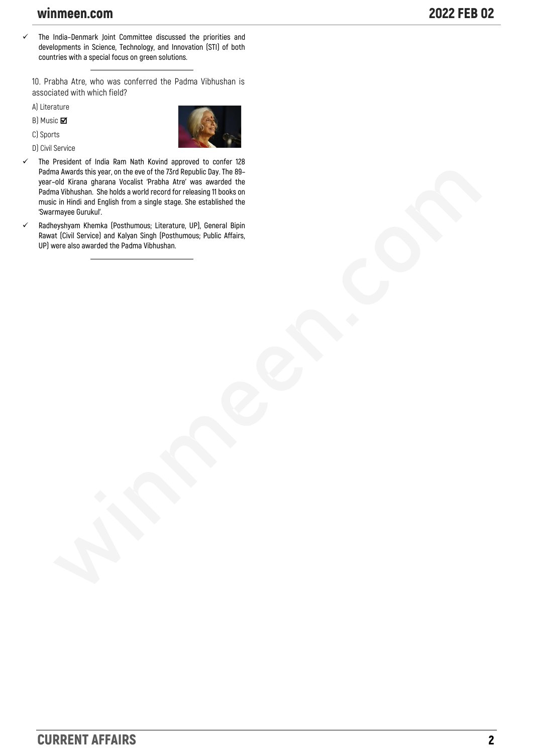- ✓ The India–Denmark Joint Committee discussed the priorities and developments in Science, Technology, and Innovation (STI) of both countries with a special focus on green solutions.

---

10. Prabha Atre, who was conferred the Padma Vibhushan is associated with which field?

A) Literature

B) Music ☑

C) Sports

D) Civil Service

- ✓ The President of India Ram Nath Kovind approved to confer 128 Padma Awards this year, on the eve of the 73rd Republic Day. The 89–year–old Kirana gharana Vocalist 'Prabha Atre' was awarded the Padma Vibhushan. She holds a world record for releasing 11 books on music in Hindi and English from a single stage. She established the 'Swarmayee Gurukul'.
- ✓ Radheyshyam Khemka (Posthumous; Literature, UP), General Bipin Rawat (Civil Service) and Kalyan Singh (Posthumous; Public Affairs, UP) were also awarded the Padma Vibhushan.

---